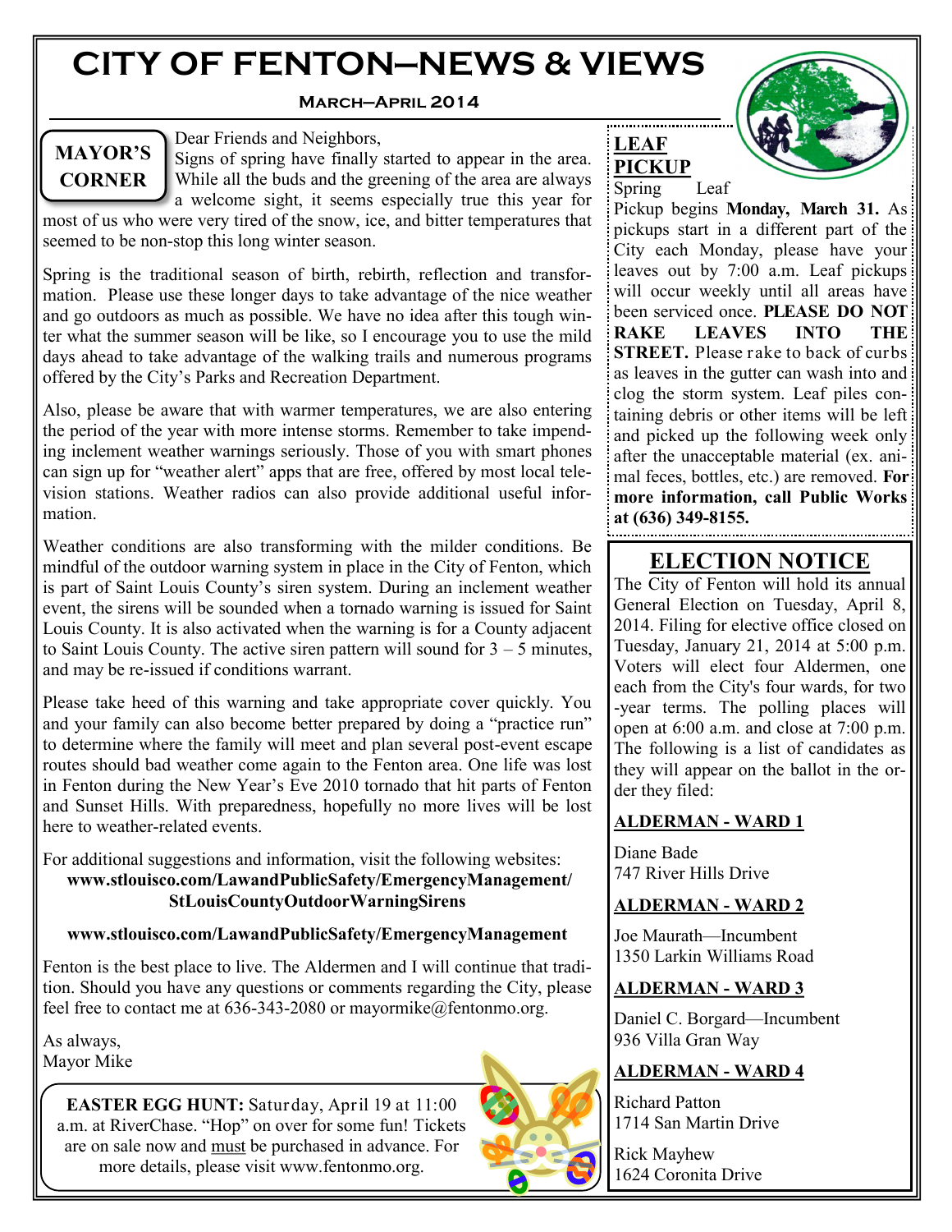# CITY OF FENTON—NEWS & VIEWS

**March—April 2014**

## MAYOR'S CORNER

Dear Friends and Neighbors,

Signs of spring have finally started to appear in the area. While all the buds and the greening of the area are always a welcome sight, it seems especially true this year for most of us who were very tired of the snow, ice, and bitter temperatures that seemed to be non-stop this long winter season.

Spring is the traditional season of birth, rebirth, reflection and transformation. Please use these longer days to take advantage of the nice weather and go outdoors as much as possible. We have no idea after this tough winter what the summer season will be like, so I encourage you to use the mild days ahead to take advantage of the walking trails and numerous programs offered by the City's Parks and Recreation Department.

Also, please be aware that with warmer temperatures, we are also entering the period of the year with more intense storms. Remember to take impending inclement weather warnings seriously. Those of you with smart phones can sign up for "weather alert" apps that are free, offered by most local television stations. Weather radios can also provide additional useful information.

Weather conditions are also transforming with the milder conditions. Be mindful of the outdoor warning system in place in the City of Fenton, which is part of Saint Louis County's siren system. During an inclement weather event, the sirens will be sounded when a tornado warning is issued for Saint Louis County. It is also activated when the warning is for a County adjacent to Saint Louis County. The active siren pattern will sound for 3 – 5 minutes, and may be re-issued if conditions warrant.

Please take heed of this warning and take appropriate cover quickly. You and your family can also become better prepared by doing a "practice run" to determine where the family will meet and plan several post-event escape routes should bad weather come again to the Fenton area. One life was lost in Fenton during the New Year's Eve 2010 tornado that hit parts of Fenton and Sunset Hills. With preparedness, hopefully no more lives will be lost here to weather-related events.

For additional suggestions and information, visit the following websites:

**www.stlouisco.com/LawandPublicSafety/EmergencyManagement/StLouisCountyOutdoorWarningSirens**

**www.stlouisco.com/LawandPublicSafety/EmergencyManagement**

Fenton is the best place to live. The Aldermen and I will continue that tradition. Should you have any questions or comments regarding the City, please feel free to contact me at 636-343-2080 or mayormike@fentonmo.org.

As always,
Mayor Mike

**EASTER EGG HUNT:** Saturday, April 19 at 11:00 a.m. at RiverChase. "Hop" on over for some fun! Tickets are on sale now and must be purchased in advance. For more details, please visit www.fentonmo.org.

## LEAF PICKUP

Spring Leaf Pickup begins **Monday, March 31.** As pickups start in a different part of the City each Monday, please have your leaves out by 7:00 a.m. Leaf pickups will occur weekly until all areas have been serviced once. **PLEASE DO NOT RAKE LEAVES INTO THE STREET.** Please rake to back of curbs as leaves in the gutter can wash into and clog the storm system. Leaf piles containing debris or other items will be left and picked up the following week only after the unacceptable material (ex. animal feces, bottles, etc.) are removed. **For more information, call Public Works at (636) 349-8155.**

## ELECTION NOTICE

The City of Fenton will hold its annual General Election on Tuesday, April 8, 2014. Filing for elective office closed on Tuesday, January 21, 2014 at 5:00 p.m. Voters will elect four Aldermen, one each from the City's four wards, for two-year terms. The polling places will open at 6:00 a.m. and close at 7:00 p.m. The following is a list of candidates as they will appear on the ballot in the order they filed:

**ALDERMAN - WARD 1**

Diane Bade
747 River Hills Drive

**ALDERMAN - WARD 2**

Joe Maurath—Incumbent
1350 Larkin Williams Road

**ALDERMAN - WARD 3**

Daniel C. Borgard—Incumbent
936 Villa Gran Way

**ALDERMAN - WARD 4**

Richard Patton
1714 San Martin Drive

Rick Mayhew
1624 Coronita Drive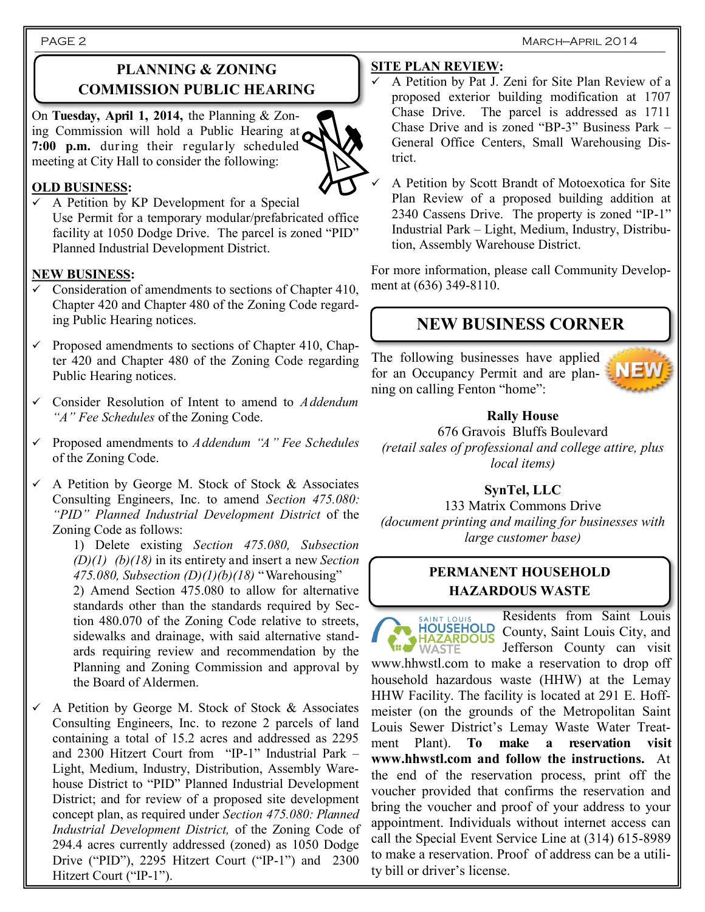## PLANNING & ZONING COMMISSION PUBLIC HEARING

On **Tuesday, April 1, 2014,** the Planning & Zoning Commission will hold a Public Hearing at **7:00 p.m.** during their regularly scheduled meeting at City Hall to consider the following:

**OLD BUSINESS:**

- ✓ A Petition by KP Development for a Special Use Permit for a temporary modular/prefabricated office facility at 1050 Dodge Drive. The parcel is zoned "PID" Planned Industrial Development District.

**NEW BUSINESS:**

- ✓ Consideration of amendments to sections of Chapter 410, Chapter 420 and Chapter 480 of the Zoning Code regarding Public Hearing notices.
- ✓ Proposed amendments to sections of Chapter 410, Chapter 420 and Chapter 480 of the Zoning Code regarding Public Hearing notices.
- ✓ Consider Resolution of Intent to amend to *Addendum "A" Fee Schedules* of the Zoning Code.
- ✓ Proposed amendments to *Addendum "A" Fee Schedules* of the Zoning Code.
- ✓ A Petition by George M. Stock of Stock & Associates Consulting Engineers, Inc. to amend *Section 475.080: "PID" Planned Industrial Development District* of the Zoning Code as follows:
  1) Delete existing *Section 475.080, Subsection (D)(1) (b)(18)* in its entirety and insert a new *Section 475.080, Subsection (D)(1)(b)(18)* "Warehousing"
  2) Amend Section 475.080 to allow for alternative standards other than the standards required by Section 480.070 of the Zoning Code relative to streets, sidewalks and drainage, with said alternative standards requiring review and recommendation by the Planning and Zoning Commission and approval by the Board of Aldermen.
- ✓ A Petition by George M. Stock of Stock & Associates Consulting Engineers, Inc. to rezone 2 parcels of land containing a total of 15.2 acres and addressed as 2295 and 2300 Hitzert Court from "IP-1" Industrial Park – Light, Medium, Industry, Distribution, Assembly Warehouse District to "PID" Planned Industrial Development District; and for review of a proposed site development concept plan, as required under *Section 475.080: Planned Industrial Development District,* of the Zoning Code of 294.4 acres currently addressed (zoned) as 1050 Dodge Drive ("PID"), 2295 Hitzert Court ("IP-1") and 2300 Hitzert Court ("IP-1").

**SITE PLAN REVIEW:**

- ✓ A Petition by Pat J. Zeni for Site Plan Review of a proposed exterior building modification at 1707 Chase Drive. The parcel is addressed as 1711 Chase Drive and is zoned "BP-3" Business Park – General Office Centers, Small Warehousing District.
- ✓ A Petition by Scott Brandt of Motoexotica for Site Plan Review of a proposed building addition at 2340 Cassens Drive. The property is zoned "IP-1" Industrial Park – Light, Medium, Industry, Distribution, Assembly Warehouse District.

For more information, please call Community Development at (636) 349-8110.

## NEW BUSINESS CORNER

The following businesses have applied for an Occupancy Permit and are planning on calling Fenton "home":

**Rally House**
676 Gravois Bluffs Boulevard
*(retail sales of professional and college attire, plus local items)*

**SynTel, LLC**
133 Matrix Commons Drive
*(document printing and mailing for businesses with large customer base)*

## PERMANENT HOUSEHOLD HAZARDOUS WASTE

Residents from Saint Louis County, Saint Louis City, and Jefferson County can visit www.hhwstl.com to make a reservation to drop off household hazardous waste (HHW) at the Lemay HHW Facility. The facility is located at 291 E. Hoffmeister (on the grounds of the Metropolitan Saint Louis Sewer District's Lemay Waste Water Treatment Plant). **To make a reservation visit www.hhwstl.com and follow the instructions.** At the end of the reservation process, print off the voucher provided that confirms the reservation and bring the voucher and proof of your address to your appointment. Individuals without internet access can call the Special Event Service Line at (314) 615-8989 to make a reservation. Proof of address can be a utility bill or driver's license.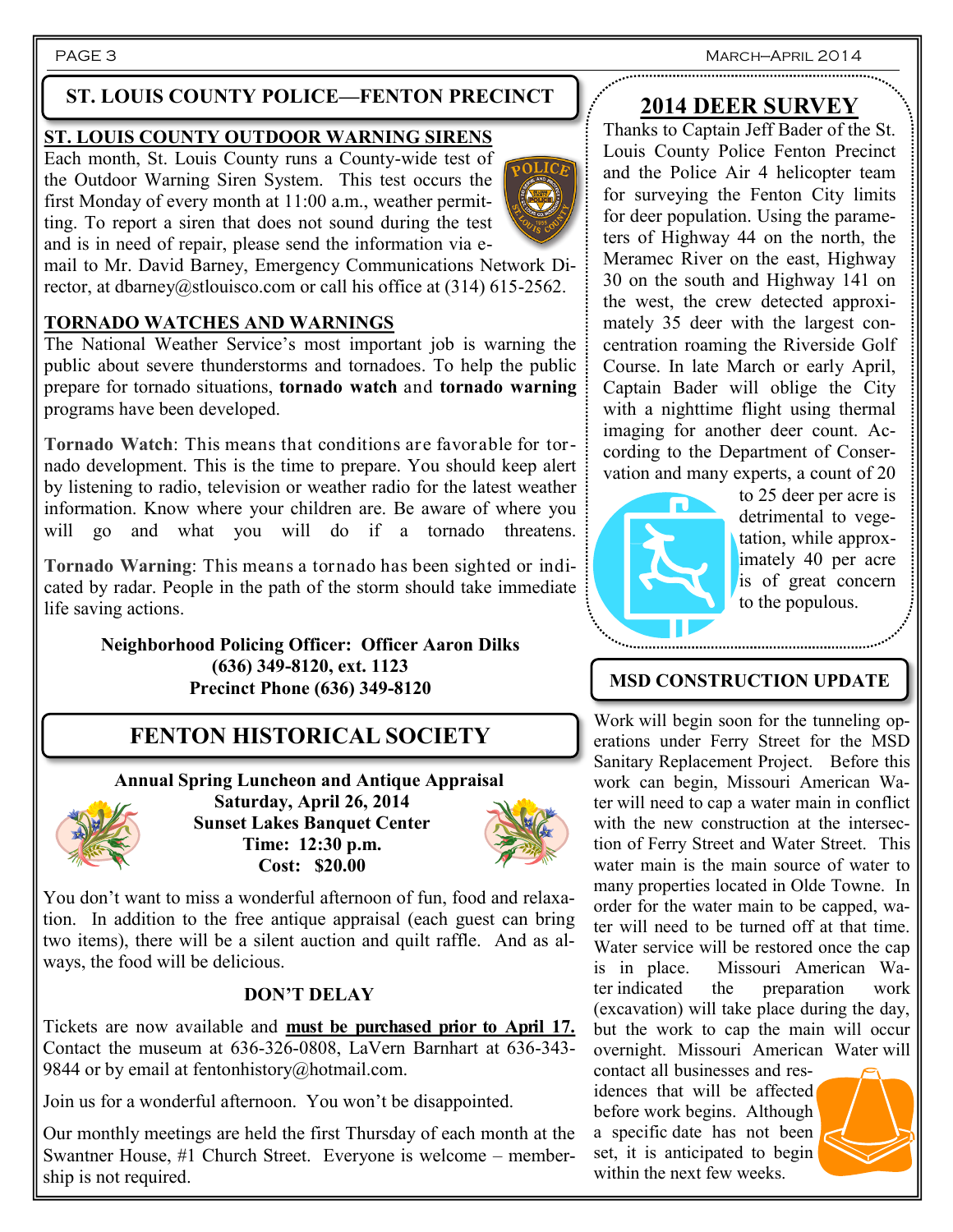## ST. LOUIS COUNTY POLICE—FENTON PRECINCT

### ST. LOUIS COUNTY OUTDOOR WARNING SIRENS

Each month, St. Louis County runs a County-wide test of the Outdoor Warning Siren System. This test occurs the first Monday of every month at 11:00 a.m., weather permitting. To report a siren that does not sound during the test and is in need of repair, please send the information via e-mail to Mr. David Barney, Emergency Communications Network Director, at dbarney@stlouisco.com or call his office at (314) 615-2562.

### TORNADO WATCHES AND WARNINGS

The National Weather Service's most important job is warning the public about severe thunderstorms and tornadoes. To help the public prepare for tornado situations, **tornado watch** and **tornado warning** programs have been developed.

**Tornado Watch**: This means that conditions are favorable for tornado development. This is the time to prepare. You should keep alert by listening to radio, television or weather radio for the latest weather information. Know where your children are. Be aware of where you will go and what you will do if a tornado threatens.

**Tornado Warning**: This means a tornado has been sighted or indicated by radar. People in the path of the storm should take immediate life saving actions.

**Neighborhood Policing Officer: Officer Aaron Dilks**
**(636) 349-8120, ext. 1123**
**Precinct Phone (636) 349-8120**

## FENTON HISTORICAL SOCIETY

**Annual Spring Luncheon and Antique Appraisal**
**Saturday, April 26, 2014**
**Sunset Lakes Banquet Center**
**Time: 12:30 p.m.**
**Cost: $20.00**

You don't want to miss a wonderful afternoon of fun, food and relaxation. In addition to the free antique appraisal (each guest can bring two items), there will be a silent auction and quilt raffle. And as always, the food will be delicious.

**DON'T DELAY**

Tickets are now available and **must be purchased prior to April 17.** Contact the museum at 636-326-0808, LaVern Barnhart at 636-343-9844 or by email at fentonhistory@hotmail.com.

Join us for a wonderful afternoon. You won't be disappointed.

Our monthly meetings are held the first Thursday of each month at the Swantner House, #1 Church Street. Everyone is welcome – membership is not required.

## 2014 DEER SURVEY

Thanks to Captain Jeff Bader of the St. Louis County Police Fenton Precinct and the Police Air 4 helicopter team for surveying the Fenton City limits for deer population. Using the parameters of Highway 44 on the north, the Meramec River on the east, Highway 30 on the south and Highway 141 on the west, the crew detected approximately 35 deer with the largest concentration roaming the Riverside Golf Course. In late March or early April, Captain Bader will oblige the City with a nighttime flight using thermal imaging for another deer count. According to the Department of Conservation and many experts, a count of 20 to 25 deer per acre is detrimental to vegetation, while approximately 40 per acre is of great concern to the populous.

## MSD CONSTRUCTION UPDATE

Work will begin soon for the tunneling operations under Ferry Street for the MSD Sanitary Replacement Project. Before this work can begin, Missouri American Water will need to cap a water main in conflict with the new construction at the intersection of Ferry Street and Water Street. This water main is the main source of water to many properties located in Olde Towne. In order for the water main to be capped, water will need to be turned off at that time. Water service will be restored once the cap is in place. Missouri American Water indicated the preparation work (excavation) will take place during the day, but the work to cap the main will occur overnight. Missouri American Water will contact all businesses and residences that will be affected before work begins. Although a specific date has not been set, it is anticipated to begin within the next few weeks.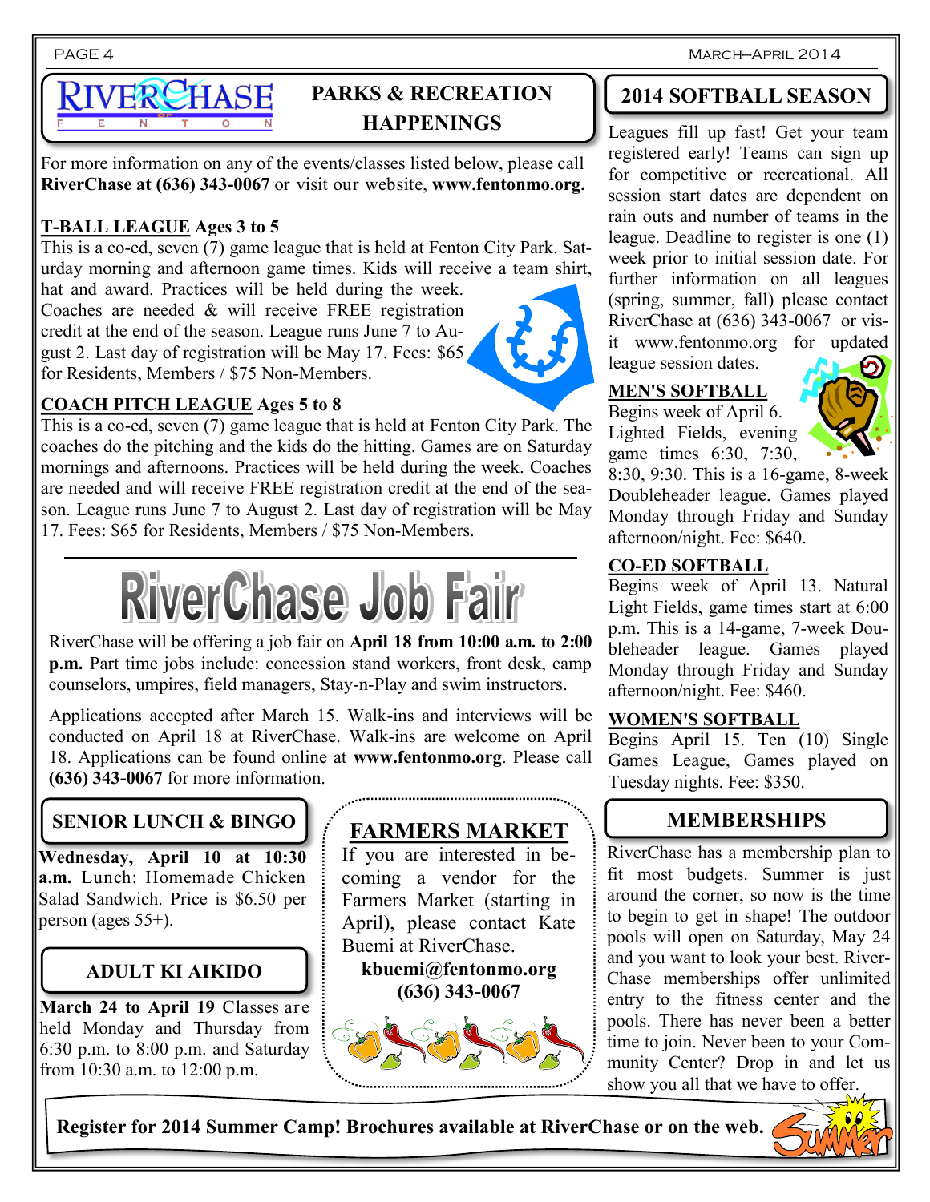## PARKS & RECREATION HAPPENINGS

For more information on any of the events/classes listed below, please call **RiverChase at (636) 343-0067** or visit our website, **www.fentonmo.org.**

### T-BALL LEAGUE Ages 3 to 5

This is a co-ed, seven (7) game league that is held at Fenton City Park. Saturday morning and afternoon game times. Kids will receive a team shirt, hat and award. Practices will be held during the week. Coaches are needed & will receive FREE registration credit at the end of the season. League runs June 7 to August 2. Last day of registration will be May 17. Fees: $65 for Residents, Members / $75 Non-Members.

### COACH PITCH LEAGUE Ages 5 to 8

This is a co-ed, seven (7) game league that is held at Fenton City Park. The coaches do the pitching and the kids do the hitting. Games are on Saturday mornings and afternoons. Practices will be held during the week. Coaches are needed and will receive FREE registration credit at the end of the season. League runs June 7 to August 2. Last day of registration will be May 17. Fees: $65 for Residents, Members / $75 Non-Members.

## RiverChase Job Fair

RiverChase will be offering a job fair on **April 18 from 10:00 a.m. to 2:00 p.m.** Part time jobs include: concession stand workers, front desk, camp counselors, umpires, field managers, Stay-n-Play and swim instructors.

Applications accepted after March 15. Walk-ins and interviews will be conducted on April 18 at RiverChase. Walk-ins are welcome on April 18. Applications can be found online at **www.fentonmo.org**. Please call **(636) 343-0067** for more information.

## SENIOR LUNCH & BINGO

**Wednesday, April 10 at 10:30 a.m.** Lunch: Homemade Chicken Salad Sandwich. Price is $6.50 per person (ages 55+).

## ADULT KI AIKIDO

**March 24 to April 19** Classes are held Monday and Thursday from 6:30 p.m. to 8:00 p.m. and Saturday from 10:30 a.m. to 12:00 p.m.

## FARMERS MARKET

If you are interested in becoming a vendor for the Farmers Market (starting in April), please contact Kate Buemi at RiverChase.

**kbuemi@fentonmo.org**
**(636) 343-0067**

## 2014 SOFTBALL SEASON

Leagues fill up fast! Get your team registered early! Teams can sign up for competitive or recreational. All session start dates are dependent on rain outs and number of teams in the league. Deadline to register is one (1) week prior to initial session date. For further information on all leagues (spring, summer, fall) please contact RiverChase at (636) 343-0067 or visit www.fentonmo.org for updated league session dates.

### MEN'S SOFTBALL

Begins week of April 6. Lighted Fields, evening game times 6:30, 7:30, 8:30, 9:30. This is a 16-game, 8-week Doubleheader league. Games played Monday through Friday and Sunday afternoon/night. Fee: $640.

### CO-ED SOFTBALL

Begins week of April 13. Natural Light Fields, game times start at 6:00 p.m. This is a 14-game, 7-week Doubleheader league. Games played Monday through Friday and Sunday afternoon/night. Fee: $460.

### WOMEN'S SOFTBALL

Begins April 15. Ten (10) Single Games League, Games played on Tuesday nights. Fee: $350.

## MEMBERSHIPS

RiverChase has a membership plan to fit most budgets. Summer is just around the corner, so now is the time to begin to get in shape! The outdoor pools will open on Saturday, May 24 and you want to look your best. RiverChase memberships offer unlimited entry to the fitness center and the pools. There has never been a better time to join. Never been to your Community Center? Drop in and let us show you all that we have to offer.

**Register for 2014 Summer Camp! Brochures available at RiverChase or on the web.**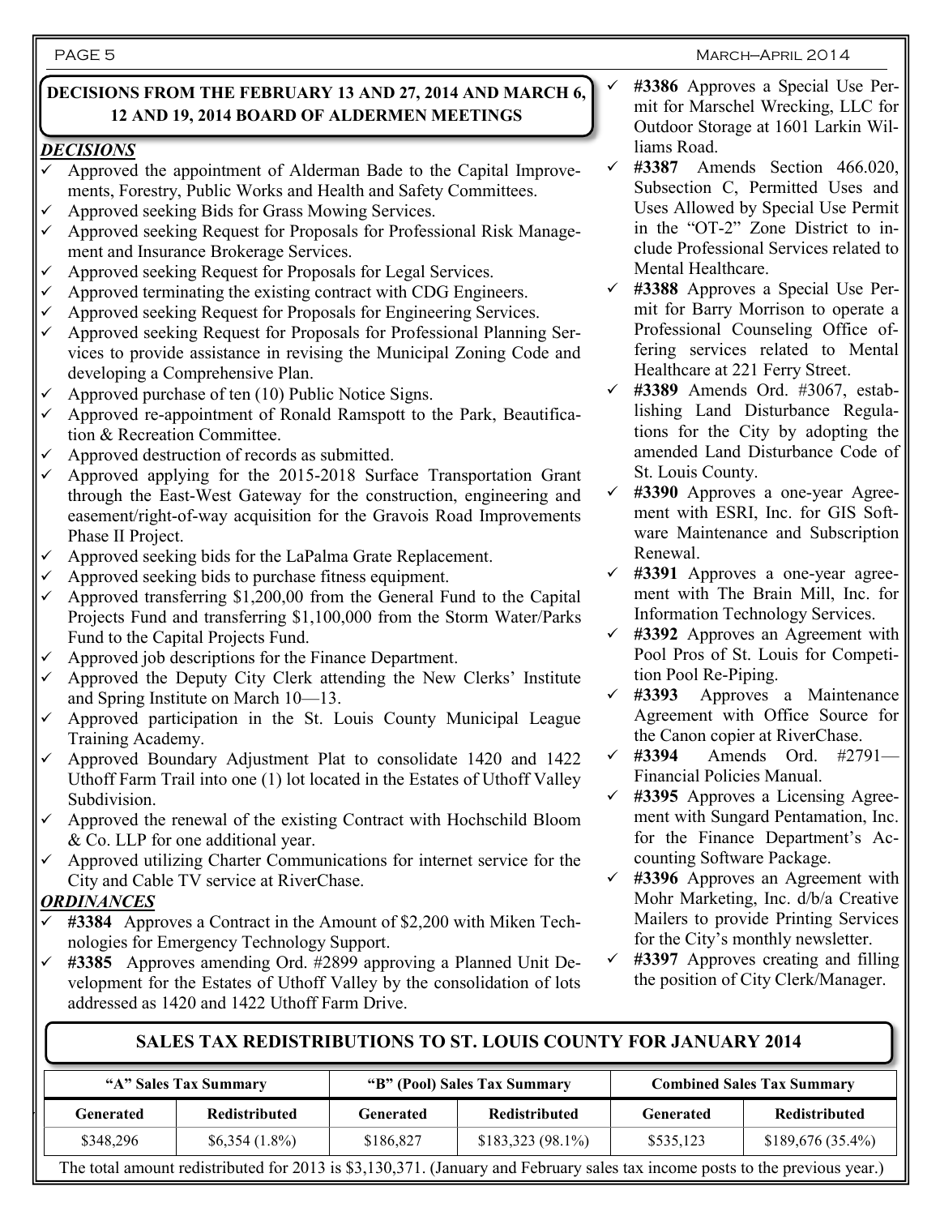## DECISIONS FROM THE FEBRUARY 13 AND 27, 2014 AND MARCH 6, 12 AND 19, 2014 BOARD OF ALDERMEN MEETINGS

### *DECISIONS*

- ✓ Approved the appointment of Alderman Bade to the Capital Improvements, Forestry, Public Works and Health and Safety Committees.
- ✓ Approved seeking Bids for Grass Mowing Services.
- ✓ Approved seeking Request for Proposals for Professional Risk Management and Insurance Brokerage Services.
- ✓ Approved seeking Request for Proposals for Legal Services.
- ✓ Approved terminating the existing contract with CDG Engineers.
- ✓ Approved seeking Request for Proposals for Engineering Services.
- ✓ Approved seeking Request for Proposals for Professional Planning Services to provide assistance in revising the Municipal Zoning Code and developing a Comprehensive Plan.
- ✓ Approved purchase of ten (10) Public Notice Signs.
- ✓ Approved re-appointment of Ronald Ramspott to the Park, Beautification & Recreation Committee.
- ✓ Approved destruction of records as submitted.
- ✓ Approved applying for the 2015-2018 Surface Transportation Grant through the East-West Gateway for the construction, engineering and easement/right-of-way acquisition for the Gravois Road Improvements Phase II Project.
- ✓ Approved seeking bids for the LaPalma Grate Replacement.
- ✓ Approved seeking bids to purchase fitness equipment.
- ✓ Approved transferring $1,200,00 from the General Fund to the Capital Projects Fund and transferring $1,100,000 from the Storm Water/Parks Fund to the Capital Projects Fund.
- ✓ Approved job descriptions for the Finance Department.
- ✓ Approved the Deputy City Clerk attending the New Clerks' Institute and Spring Institute on March 10—13.
- ✓ Approved participation in the St. Louis County Municipal League Training Academy.
- ✓ Approved Boundary Adjustment Plat to consolidate 1420 and 1422 Uthoff Farm Trail into one (1) lot located in the Estates of Uthoff Valley Subdivision.
- ✓ Approved the renewal of the existing Contract with Hochschild Bloom & Co. LLP for one additional year.
- ✓ Approved utilizing Charter Communications for internet service for the City and Cable TV service at RiverChase.

### *ORDINANCES*

- ✓ **#3384** Approves a Contract in the Amount of $2,200 with Miken Technologies for Emergency Technology Support.
- ✓ **#3385** Approves amending Ord. #2899 approving a Planned Unit Development for the Estates of Uthoff Valley by the consolidation of lots addressed as 1420 and 1422 Uthoff Farm Drive.
- ✓ **#3386** Approves a Special Use Permit for Marschel Wrecking, LLC for Outdoor Storage at 1601 Larkin Williams Road.
- ✓ **#3387** Amends Section 466.020, Subsection C, Permitted Uses and Uses Allowed by Special Use Permit in the "OT-2" Zone District to include Professional Services related to Mental Healthcare.
- ✓ **#3388** Approves a Special Use Permit for Barry Morrison to operate a Professional Counseling Office offering services related to Mental Healthcare at 221 Ferry Street.
- ✓ **#3389** Amends Ord. #3067, establishing Land Disturbance Regulations for the City by adopting the amended Land Disturbance Code of St. Louis County.
- ✓ **#3390** Approves a one-year Agreement with ESRI, Inc. for GIS Software Maintenance and Subscription Renewal.
- ✓ **#3391** Approves a one-year agreement with The Brain Mill, Inc. for Information Technology Services.
- ✓ **#3392** Approves an Agreement with Pool Pros of St. Louis for Competition Pool Re-Piping.
- ✓ **#3393** Approves a Maintenance Agreement with Office Source for the Canon copier at RiverChase.
- ✓ **#3394** Amends Ord. #2791—Financial Policies Manual.
- ✓ **#3395** Approves a Licensing Agreement with Sungard Pentamation, Inc. for the Finance Department's Accounting Software Package.
- ✓ **#3396** Approves an Agreement with Mohr Marketing, Inc. d/b/a Creative Mailers to provide Printing Services for the City's monthly newsletter.
- ✓ **#3397** Approves creating and filling the position of City Clerk/Manager.

## SALES TAX REDISTRIBUTIONS TO ST. LOUIS COUNTY FOR JANUARY 2014

| "A" Sales Tax Summary | | "B" (Pool) Sales Tax Summary | | Combined Sales Tax Summary | |
|---|---|---|---|---|---|
| **Generated** | **Redistributed** | **Generated** | **Redistributed** | **Generated** | **Redistributed** |
| $348,296 | $6,354 (1.8%) | $186,827 | $183,323 (98.1%) | $535,123 | $189,676 (35.4%) |

The total amount redistributed for 2013 is $3,130,371. (January and February sales tax income posts to the previous year.)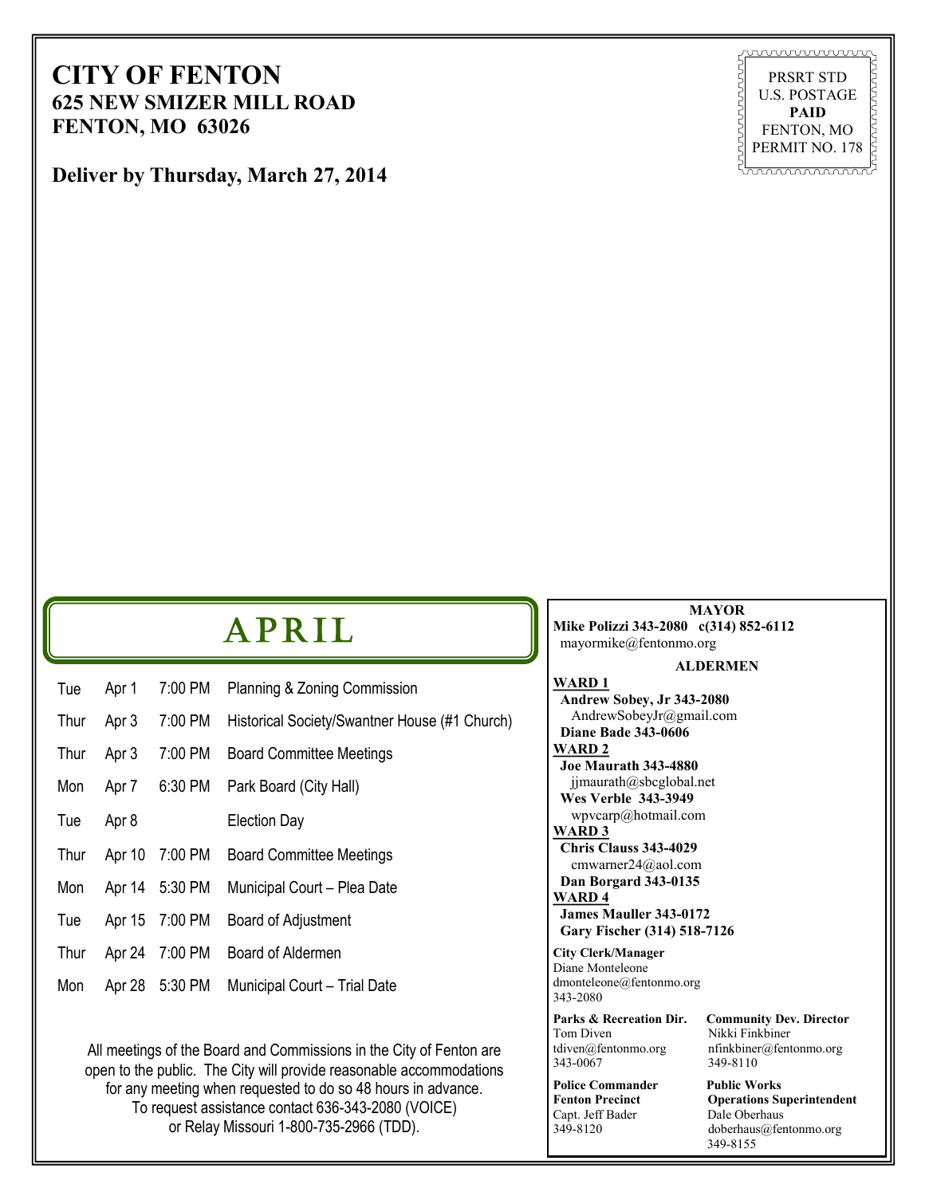# CITY OF FENTON

**625 NEW SMIZER MILL ROAD**
**FENTON, MO 63026**

**Deliver by Thursday, March 27, 2014**

PRSRT STD
U.S. POSTAGE
**PAID**
FENTON, MO
PERMIT NO. 178

## APRIL

| | | | |
|---|---|---|---|
| Tue | Apr 1 | 7:00 PM | Planning & Zoning Commission |
| Thur | Apr 3 | 7:00 PM | Historical Society/Swantner House (#1 Church) |
| Thur | Apr 3 | 7:00 PM | Board Committee Meetings |
| Mon | Apr 7 | 6:30 PM | Park Board (City Hall) |
| Tue | Apr 8 | | Election Day |
| Thur | Apr 10 | 7:00 PM | Board Committee Meetings |
| Mon | Apr 14 | 5:30 PM | Municipal Court – Plea Date |
| Tue | Apr 15 | 7:00 PM | Board of Adjustment |
| Thur | Apr 24 | 7:00 PM | Board of Aldermen |
| Mon | Apr 28 | 5:30 PM | Municipal Court – Trial Date |

All meetings of the Board and Commissions in the City of Fenton are open to the public. The City will provide reasonable accommodations for any meeting when requested to do so 48 hours in advance. To request assistance contact 636-343-2080 (VOICE) or Relay Missouri 1-800-735-2966 (TDD).

**MAYOR**
**Mike Polizzi 343-2080 c(314) 852-6112**
mayormike@fentonmo.org

**ALDERMEN**

**WARD 1**
**Andrew Sobey, Jr 343-2080**
AndrewSobeyJr@gmail.com
**Diane Bade 343-0606**

**WARD 2**
**Joe Maurath 343-4880**
jjmaurath@sbcglobal.net
**Wes Verble 343-3949**
wpvcarp@hotmail.com

**WARD 3**
**Chris Clauss 343-4029**
cmwarner24@aol.com
**Dan Borgard 343-0135**

**WARD 4**
**James Mauller 343-0172**
**Gary Fischer (314) 518-7126**

**City Clerk/Manager**
Diane Monteleone
dmonteleone@fentonmo.org
343-2080

**Parks & Recreation Dir.**
Tom Diven
tdiven@fentonmo.org
343-0067

**Community Dev. Director**
Nikki Finkbiner
nfinkbiner@fentonmo.org
349-8110

**Police Commander Fenton Precinct**
Capt. Jeff Bader
349-8120

**Public Works Operations Superintendent**
Dale Oberhaus
doberhaus@fentonmo.org
349-8155